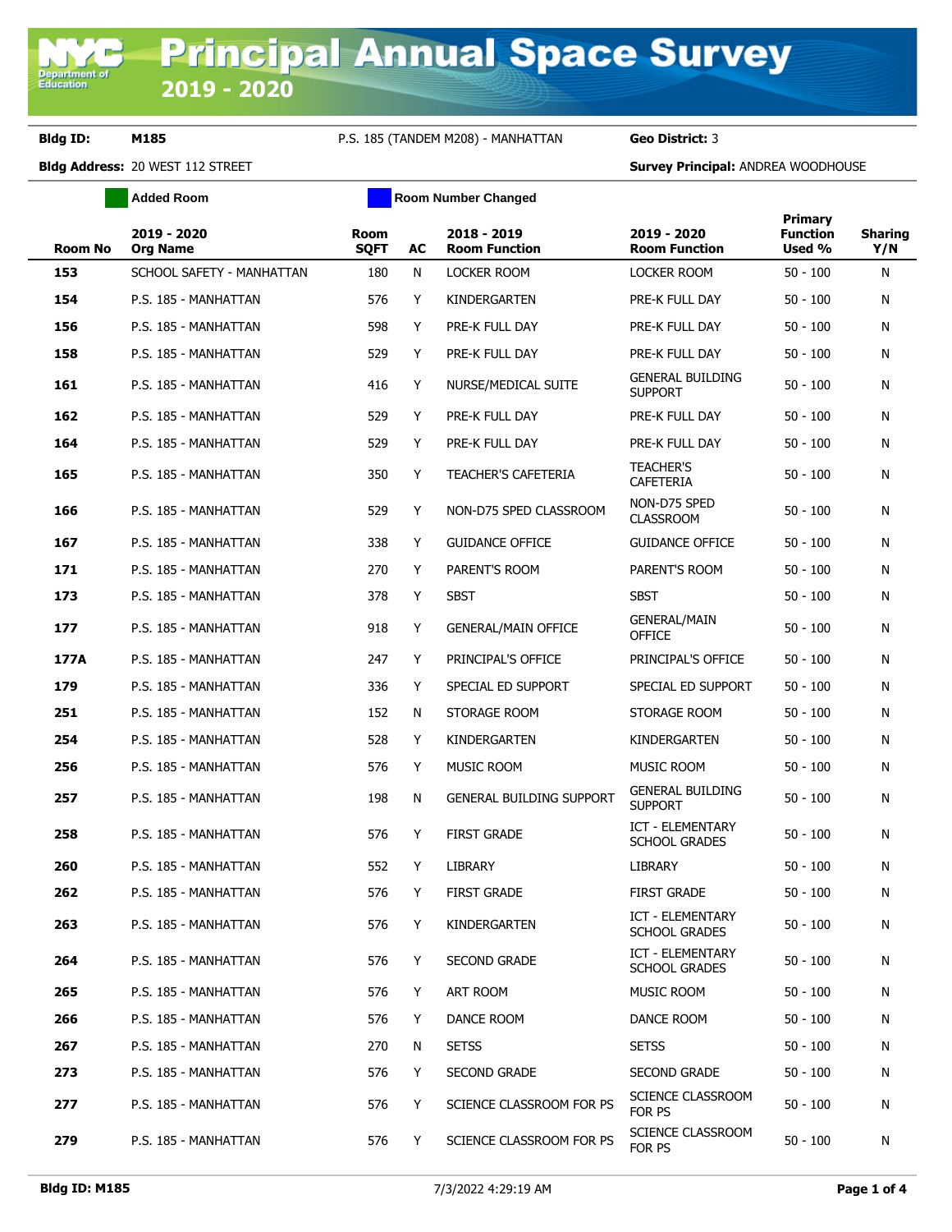# Principal Annual Space Survey 2019 - 2020

**Bldg ID:** M185 P.S. 185 (TANDEM M208) - MANHATTAN **Geo District:** 3

**Bldg Address:** 20 WEST 112 STREET **Survey Principal:** ANDREA WOODHOUSE

Added Room | Room Number Changed

| Room No | 2019 - 2020 Org Name | Room SQFT | AC | 2018 - 2019 Room Function | 2019 - 2020 Room Function | Primary Function Used % | Sharing Y/N |
|---|---|---|---|---|---|---|---|
| 153 | SCHOOL SAFETY - MANHATTAN | 180 | N | LOCKER ROOM | LOCKER ROOM | 50 - 100 | N |
| 154 | P.S. 185 - MANHATTAN | 576 | Y | KINDERGARTEN | PRE-K FULL DAY | 50 - 100 | N |
| 156 | P.S. 185 - MANHATTAN | 598 | Y | PRE-K FULL DAY | PRE-K FULL DAY | 50 - 100 | N |
| 158 | P.S. 185 - MANHATTAN | 529 | Y | PRE-K FULL DAY | PRE-K FULL DAY | 50 - 100 | N |
| 161 | P.S. 185 - MANHATTAN | 416 | Y | NURSE/MEDICAL SUITE | GENERAL BUILDING SUPPORT | 50 - 100 | N |
| 162 | P.S. 185 - MANHATTAN | 529 | Y | PRE-K FULL DAY | PRE-K FULL DAY | 50 - 100 | N |
| 164 | P.S. 185 - MANHATTAN | 529 | Y | PRE-K FULL DAY | PRE-K FULL DAY | 50 - 100 | N |
| 165 | P.S. 185 - MANHATTAN | 350 | Y | TEACHER'S CAFETERIA | TEACHER'S CAFETERIA | 50 - 100 | N |
| 166 | P.S. 185 - MANHATTAN | 529 | Y | NON-D75 SPED CLASSROOM | NON-D75 SPED CLASSROOM | 50 - 100 | N |
| 167 | P.S. 185 - MANHATTAN | 338 | Y | GUIDANCE OFFICE | GUIDANCE OFFICE | 50 - 100 | N |
| 171 | P.S. 185 - MANHATTAN | 270 | Y | PARENT'S ROOM | PARENT'S ROOM | 50 - 100 | N |
| 173 | P.S. 185 - MANHATTAN | 378 | Y | SBST | SBST | 50 - 100 | N |
| 177 | P.S. 185 - MANHATTAN | 918 | Y | GENERAL/MAIN OFFICE | GENERAL/MAIN OFFICE | 50 - 100 | N |
| 177A | P.S. 185 - MANHATTAN | 247 | Y | PRINCIPAL'S OFFICE | PRINCIPAL'S OFFICE | 50 - 100 | N |
| 179 | P.S. 185 - MANHATTAN | 336 | Y | SPECIAL ED SUPPORT | SPECIAL ED SUPPORT | 50 - 100 | N |
| 251 | P.S. 185 - MANHATTAN | 152 | N | STORAGE ROOM | STORAGE ROOM | 50 - 100 | N |
| 254 | P.S. 185 - MANHATTAN | 528 | Y | KINDERGARTEN | KINDERGARTEN | 50 - 100 | N |
| 256 | P.S. 185 - MANHATTAN | 576 | Y | MUSIC ROOM | MUSIC ROOM | 50 - 100 | N |
| 257 | P.S. 185 - MANHATTAN | 198 | N | GENERAL BUILDING SUPPORT | GENERAL BUILDING SUPPORT | 50 - 100 | N |
| 258 | P.S. 185 - MANHATTAN | 576 | Y | FIRST GRADE | ICT - ELEMENTARY SCHOOL GRADES | 50 - 100 | N |
| 260 | P.S. 185 - MANHATTAN | 552 | Y | LIBRARY | LIBRARY | 50 - 100 | N |
| 262 | P.S. 185 - MANHATTAN | 576 | Y | FIRST GRADE | FIRST GRADE | 50 - 100 | N |
| 263 | P.S. 185 - MANHATTAN | 576 | Y | KINDERGARTEN | ICT - ELEMENTARY SCHOOL GRADES | 50 - 100 | N |
| 264 | P.S. 185 - MANHATTAN | 576 | Y | SECOND GRADE | ICT - ELEMENTARY SCHOOL GRADES | 50 - 100 | N |
| 265 | P.S. 185 - MANHATTAN | 576 | Y | ART ROOM | MUSIC ROOM | 50 - 100 | N |
| 266 | P.S. 185 - MANHATTAN | 576 | Y | DANCE ROOM | DANCE ROOM | 50 - 100 | N |
| 267 | P.S. 185 - MANHATTAN | 270 | N | SETSS | SETSS | 50 - 100 | N |
| 273 | P.S. 185 - MANHATTAN | 576 | Y | SECOND GRADE | SECOND GRADE | 50 - 100 | N |
| 277 | P.S. 185 - MANHATTAN | 576 | Y | SCIENCE CLASSROOM FOR PS | SCIENCE CLASSROOM FOR PS | 50 - 100 | N |
| 279 | P.S. 185 - MANHATTAN | 576 | Y | SCIENCE CLASSROOM FOR PS | SCIENCE CLASSROOM FOR PS | 50 - 100 | N |

Bldg ID: M185 7/3/2022 4:29:19 AM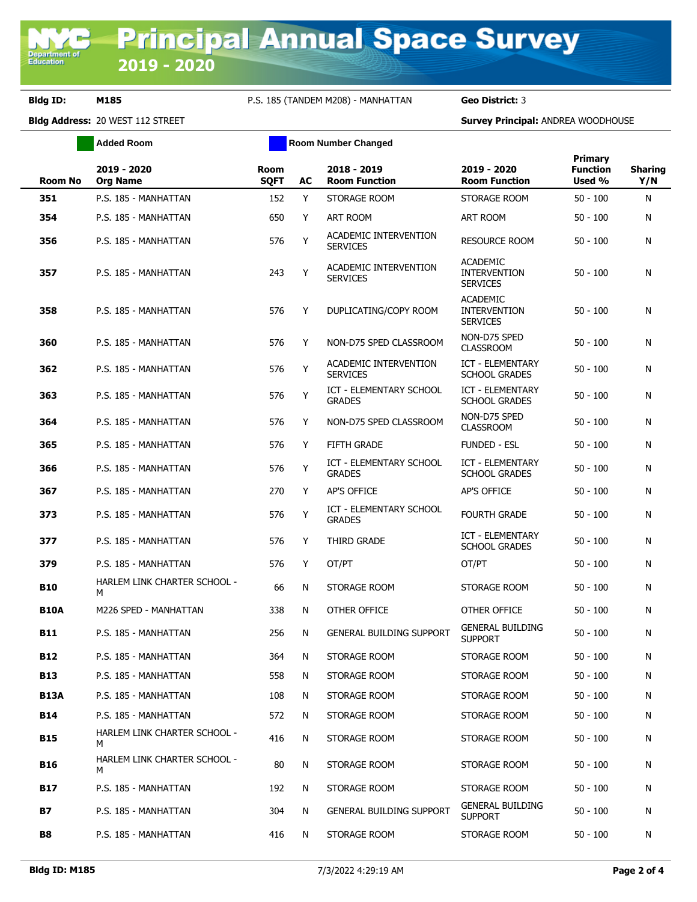# Principal Annual Space Survey 2019 - 2020

**Bldg ID:** M185 P.S. 185 (TANDEM M208) - MANHATTAN **Geo District:** 3

**Bldg Address:** 20 WEST 112 STREET **Survey Principal:** ANDREA WOODHOUSE

Added Room | Room Number Changed

| Room No | 2019 - 2020 Org Name | Room SQFT | AC | 2018 - 2019 Room Function | 2019 - 2020 Room Function | Primary Function Used % | Sharing Y/N |
|---|---|---|---|---|---|---|---|
| 351 | P.S. 185 - MANHATTAN | 152 | Y | STORAGE ROOM | STORAGE ROOM | 50 - 100 | N |
| 354 | P.S. 185 - MANHATTAN | 650 | Y | ART ROOM | ART ROOM | 50 - 100 | N |
| 356 | P.S. 185 - MANHATTAN | 576 | Y | ACADEMIC INTERVENTION SERVICES | RESOURCE ROOM | 50 - 100 | N |
| 357 | P.S. 185 - MANHATTAN | 243 | Y | ACADEMIC INTERVENTION SERVICES | ACADEMIC INTERVENTION SERVICES | 50 - 100 | N |
| 358 | P.S. 185 - MANHATTAN | 576 | Y | DUPLICATING/COPY ROOM | ACADEMIC INTERVENTION SERVICES | 50 - 100 | N |
| 360 | P.S. 185 - MANHATTAN | 576 | Y | NON-D75 SPED CLASSROOM | NON-D75 SPED CLASSROOM | 50 - 100 | N |
| 362 | P.S. 185 - MANHATTAN | 576 | Y | ACADEMIC INTERVENTION SERVICES | ICT - ELEMENTARY SCHOOL GRADES | 50 - 100 | N |
| 363 | P.S. 185 - MANHATTAN | 576 | Y | ICT - ELEMENTARY SCHOOL GRADES | ICT - ELEMENTARY SCHOOL GRADES | 50 - 100 | N |
| 364 | P.S. 185 - MANHATTAN | 576 | Y | NON-D75 SPED CLASSROOM | NON-D75 SPED CLASSROOM | 50 - 100 | N |
| 365 | P.S. 185 - MANHATTAN | 576 | Y | FIFTH GRADE | FUNDED - ESL | 50 - 100 | N |
| 366 | P.S. 185 - MANHATTAN | 576 | Y | ICT - ELEMENTARY SCHOOL GRADES | ICT - ELEMENTARY SCHOOL GRADES | 50 - 100 | N |
| 367 | P.S. 185 - MANHATTAN | 270 | Y | AP'S OFFICE | AP'S OFFICE | 50 - 100 | N |
| 373 | P.S. 185 - MANHATTAN | 576 | Y | ICT - ELEMENTARY SCHOOL GRADES | FOURTH GRADE | 50 - 100 | N |
| 377 | P.S. 185 - MANHATTAN | 576 | Y | THIRD GRADE | ICT - ELEMENTARY SCHOOL GRADES | 50 - 100 | N |
| 379 | P.S. 185 - MANHATTAN | 576 | Y | OT/PT | OT/PT | 50 - 100 | N |
| B10 | HARLEM LINK CHARTER SCHOOL - M | 66 | N | STORAGE ROOM | STORAGE ROOM | 50 - 100 | N |
| B10A | M226 SPED - MANHATTAN | 338 | N | OTHER OFFICE | OTHER OFFICE | 50 - 100 | N |
| B11 | P.S. 185 - MANHATTAN | 256 | N | GENERAL BUILDING SUPPORT | GENERAL BUILDING SUPPORT | 50 - 100 | N |
| B12 | P.S. 185 - MANHATTAN | 364 | N | STORAGE ROOM | STORAGE ROOM | 50 - 100 | N |
| B13 | P.S. 185 - MANHATTAN | 558 | N | STORAGE ROOM | STORAGE ROOM | 50 - 100 | N |
| B13A | P.S. 185 - MANHATTAN | 108 | N | STORAGE ROOM | STORAGE ROOM | 50 - 100 | N |
| B14 | P.S. 185 - MANHATTAN | 572 | N | STORAGE ROOM | STORAGE ROOM | 50 - 100 | N |
| B15 | HARLEM LINK CHARTER SCHOOL - M | 416 | N | STORAGE ROOM | STORAGE ROOM | 50 - 100 | N |
| B16 | HARLEM LINK CHARTER SCHOOL - M | 80 | N | STORAGE ROOM | STORAGE ROOM | 50 - 100 | N |
| B17 | P.S. 185 - MANHATTAN | 192 | N | STORAGE ROOM | STORAGE ROOM | 50 - 100 | N |
| B7 | P.S. 185 - MANHATTAN | 304 | N | GENERAL BUILDING SUPPORT | GENERAL BUILDING SUPPORT | 50 - 100 | N |
| B8 | P.S. 185 - MANHATTAN | 416 | N | STORAGE ROOM | STORAGE ROOM | 50 - 100 | N |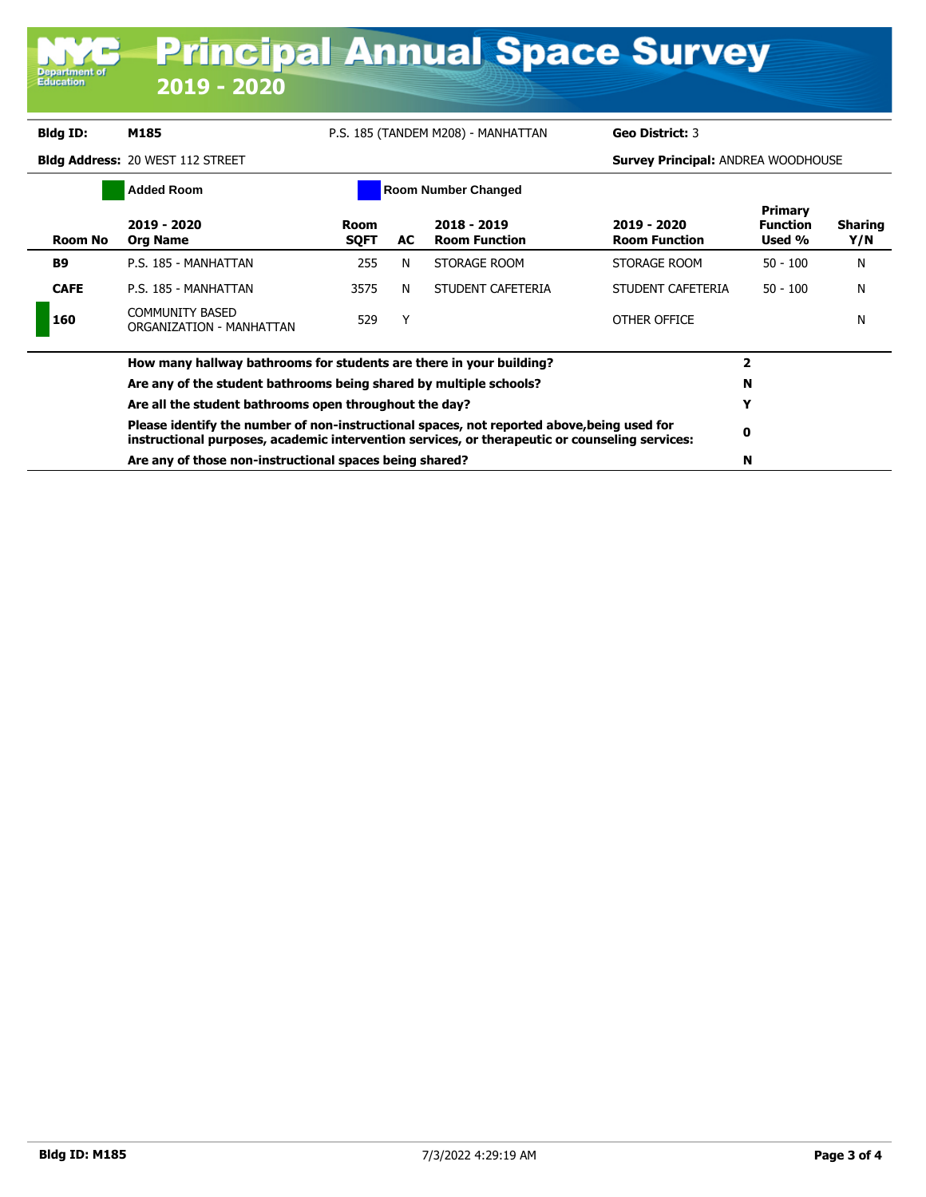# Principal Annual Space Survey

## 2019 - 2020

**Bldg ID:** M185 &nbsp;&nbsp; P.S. 185 (TANDEM M208) - MANHATTAN &nbsp;&nbsp; **Geo District:** 3

**Bldg Address:** 20 WEST 112 STREET &nbsp;&nbsp; **Survey Principal:** ANDREA WOODHOUSE

Added Room &nbsp;&nbsp; Room Number Changed

| Room No | 2019 - 2020 Org Name | Room SQFT | AC | 2018 - 2019 Room Function | 2019 - 2020 Room Function | Primary Function Used % | Sharing Y/N |
|---|---|---|---|---|---|---|---|
| B9 | P.S. 185 - MANHATTAN | 255 | N | STORAGE ROOM | STORAGE ROOM | 50 - 100 | N |
| CAFE | P.S. 185 - MANHATTAN | 3575 | N | STUDENT CAFETERIA | STUDENT CAFETERIA | 50 - 100 | N |
| 160 | COMMUNITY BASED ORGANIZATION - MANHATTAN | 529 | Y | | OTHER OFFICE | | N |

| | |
|---|---|
| **How many hallway bathrooms for students are there in your building?** | **2** |
| **Are any of the student bathrooms being shared by multiple schools?** | **N** |
| **Are all the student bathrooms open throughout the day?** | **Y** |
| **Please identify the number of non-instructional spaces, not reported above,being used for instructional purposes, academic intervention services, or therapeutic or counseling services:** | **0** |
| **Are any of those non-instructional spaces being shared?** | **N** |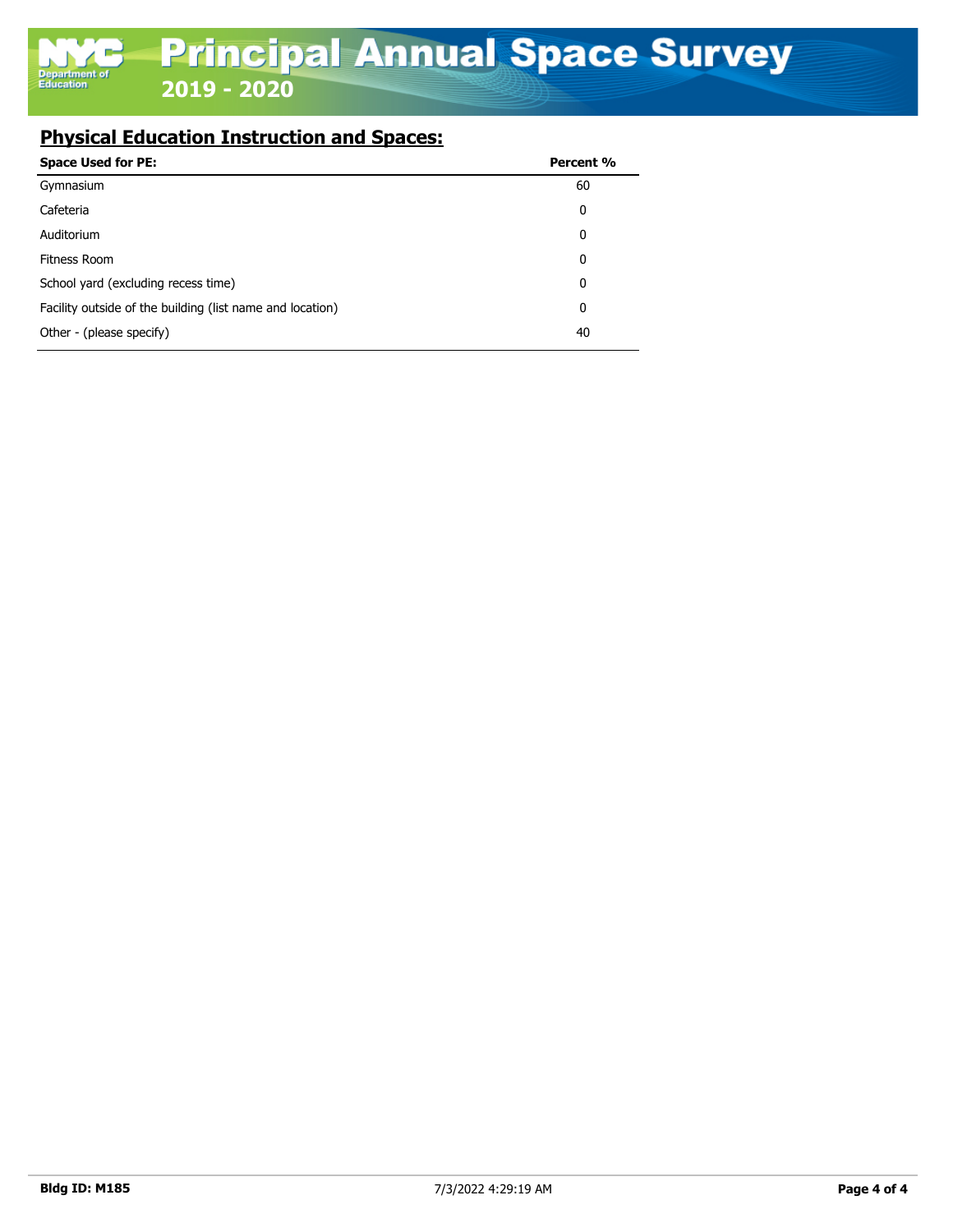# Principal Annual Space Survey

2019 - 2020

## Physical Education Instruction and Spaces:

| Space Used for PE: | Percent % |
|---|---|
| Gymnasium | 60 |
| Cafeteria | 0 |
| Auditorium | 0 |
| Fitness Room | 0 |
| School yard (excluding recess time) | 0 |
| Facility outside of the building (list name and location) | 0 |
| Other - (please specify) | 40 |